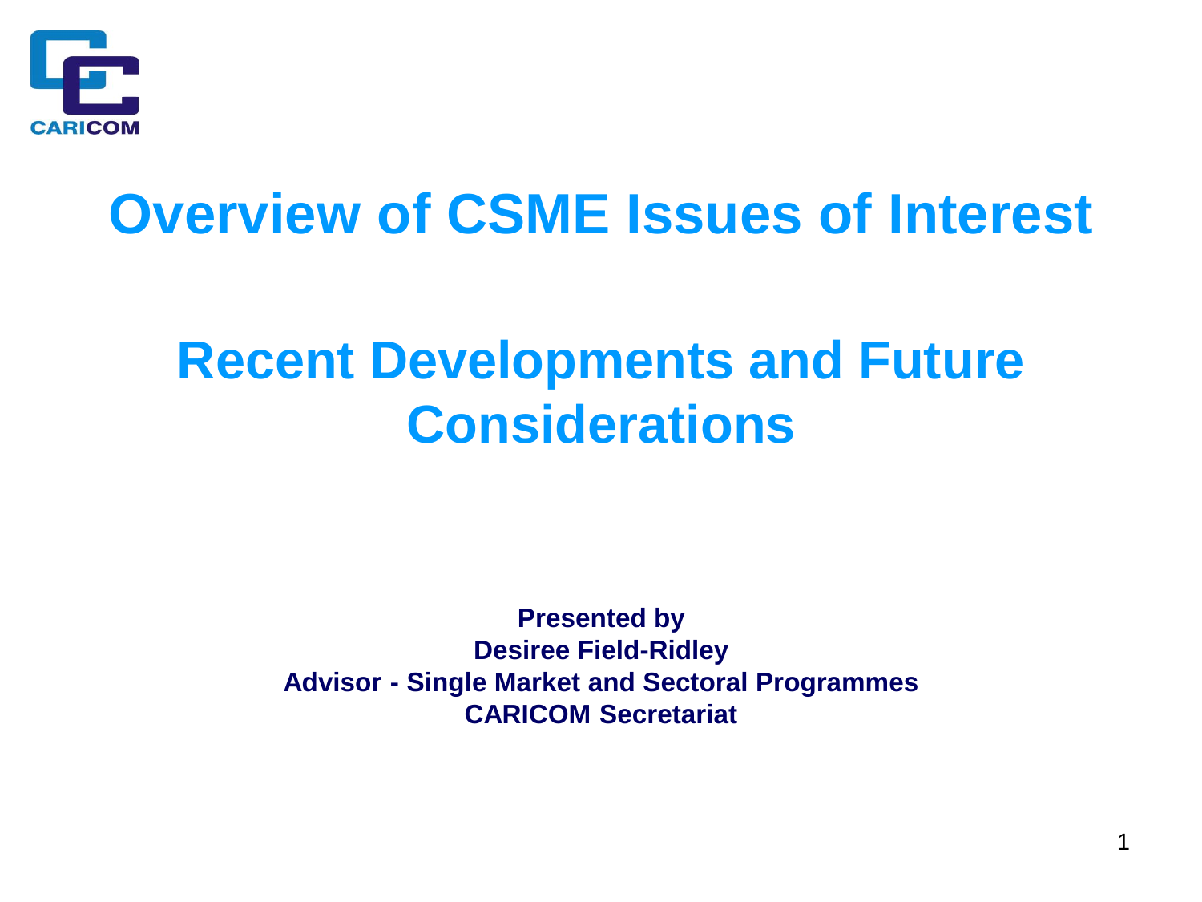# Overview of CSME Issues of Interest

## Recent Developments and Future Considerations

**Presented by**
**Desiree Field-Ridley**
**Advisor - Single Market and Sectoral Programmes**
**CARICOM Secretariat**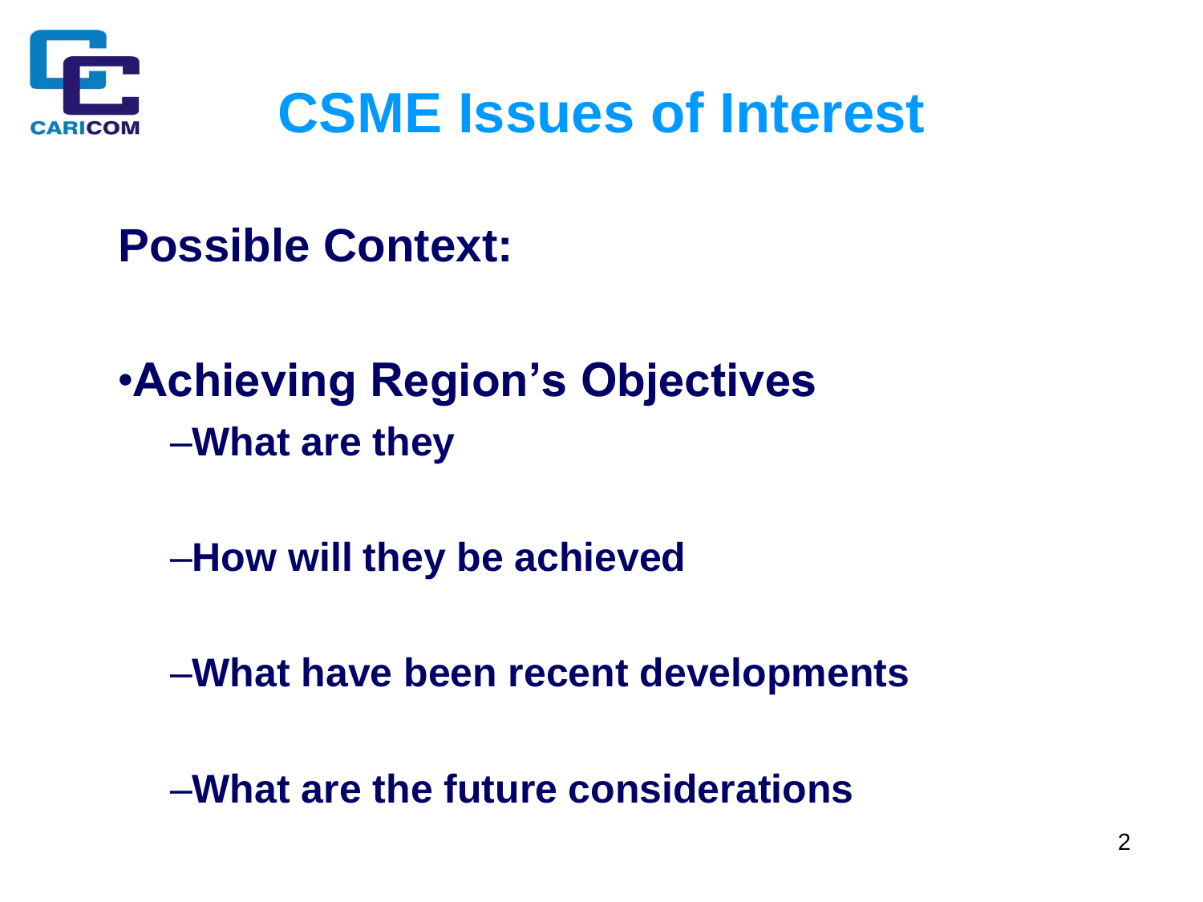# CSME Issues of Interest

## Possible Context:

- **Achieving Region's Objectives**
  - **What are they**
  - **How will they be achieved**
  - **What have been recent developments**
  - **What are the future considerations**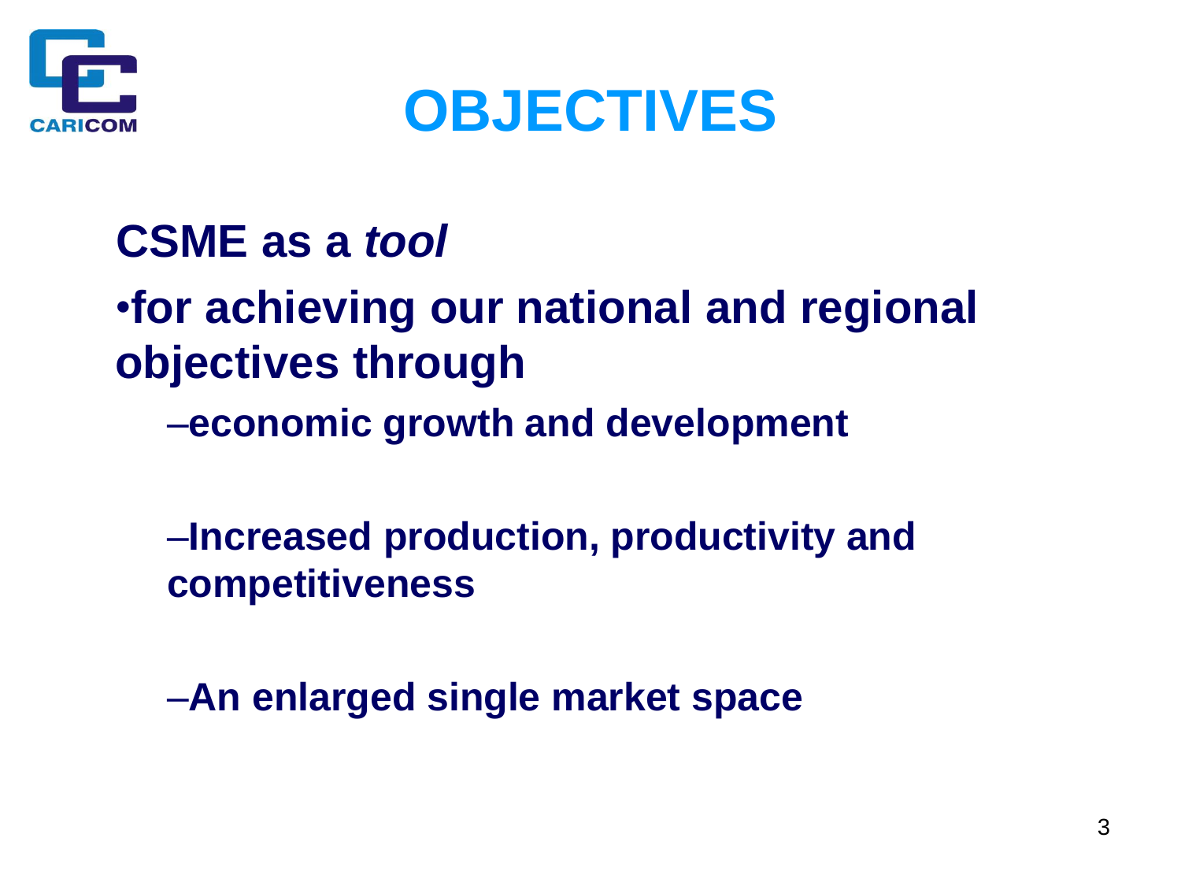# OBJECTIVES

**CSME as a *tool***

- **for achieving our national and regional objectives through**
  - **economic growth and development**
  - **Increased production, productivity and competitiveness**
  - **An enlarged single market space**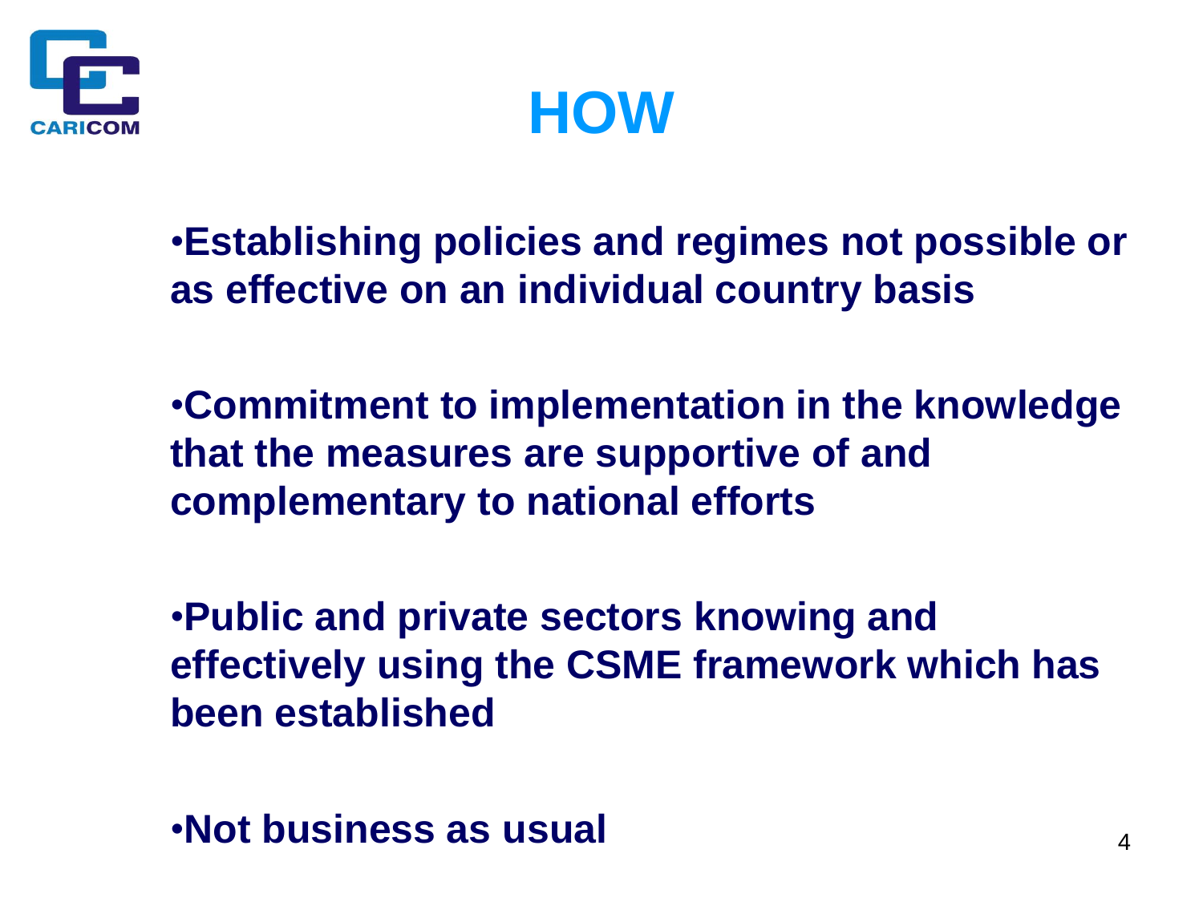# HOW

- **Establishing policies and regimes not possible or as effective on an individual country basis**

- **Commitment to implementation in the knowledge that the measures are supportive of and complementary to national efforts**

- **Public and private sectors knowing and effectively using the CSME framework which has been established**

- **Not business as usual**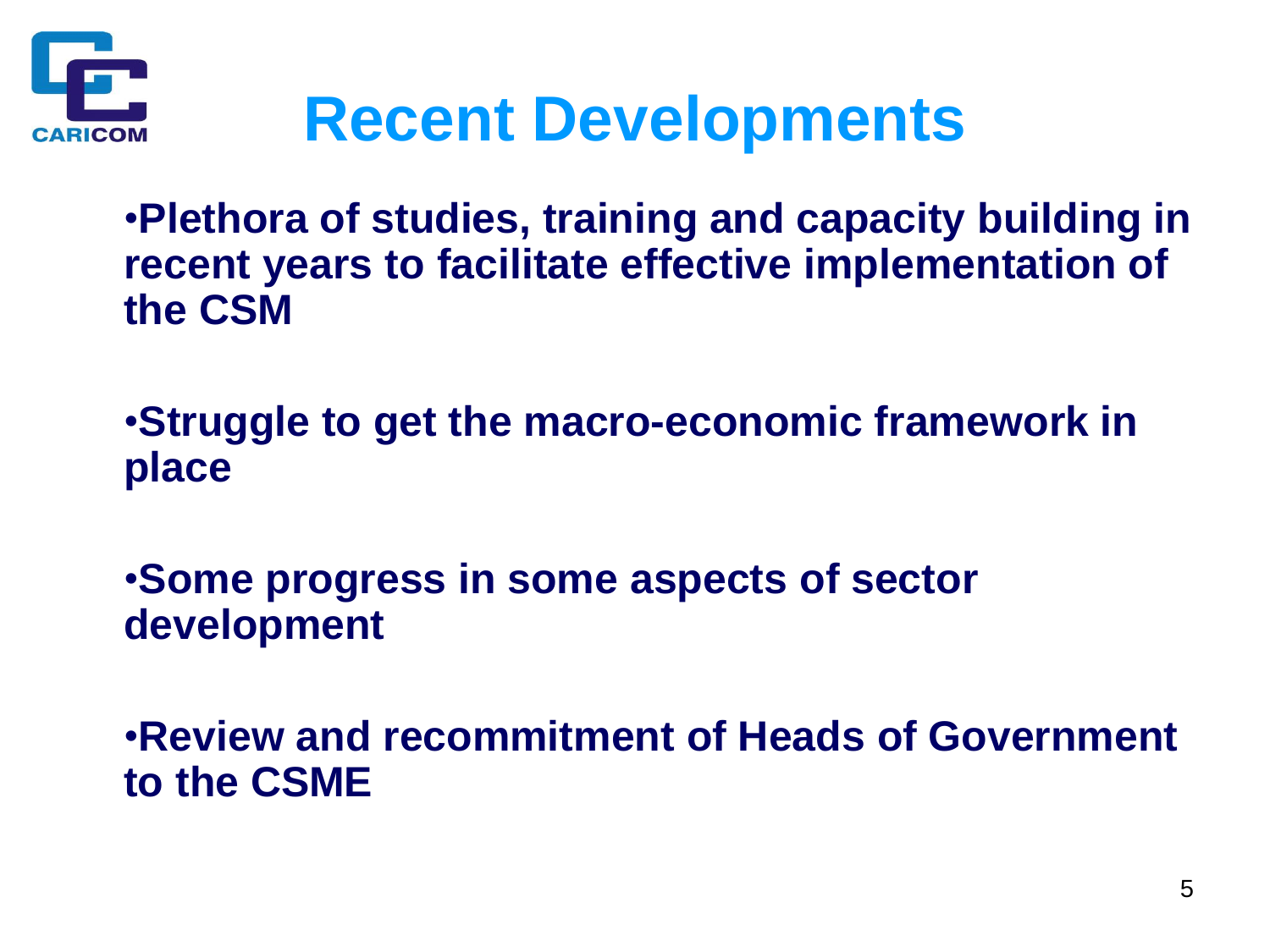# Recent Developments

- **Plethora of studies, training and capacity building in recent years to facilitate effective implementation of the CSM**

- **Struggle to get the macro-economic framework in place**

- **Some progress in some aspects of sector development**

- **Review and recommitment of Heads of Government to the CSME**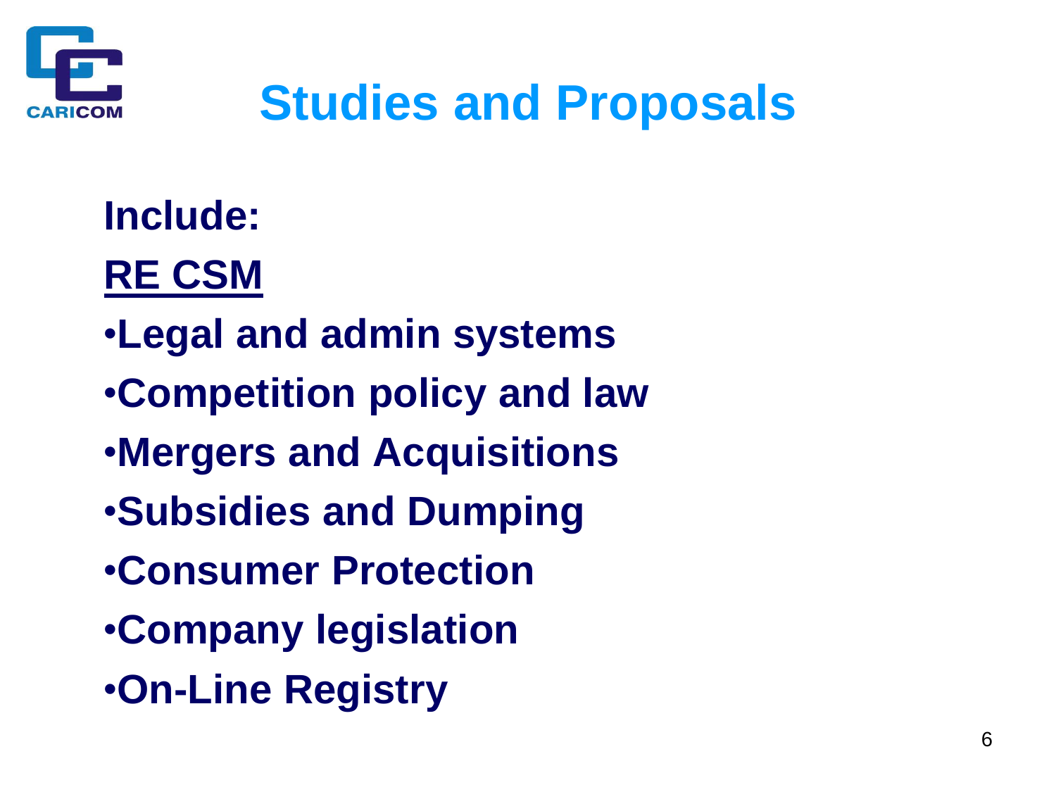# Studies and Proposals

**Include:**

**<u>RE CSM</u>**

- **Legal and admin systems**
- **Competition policy and law**
- **Mergers and Acquisitions**
- **Subsidies and Dumping**
- **Consumer Protection**
- **Company legislation**
- **On-Line Registry**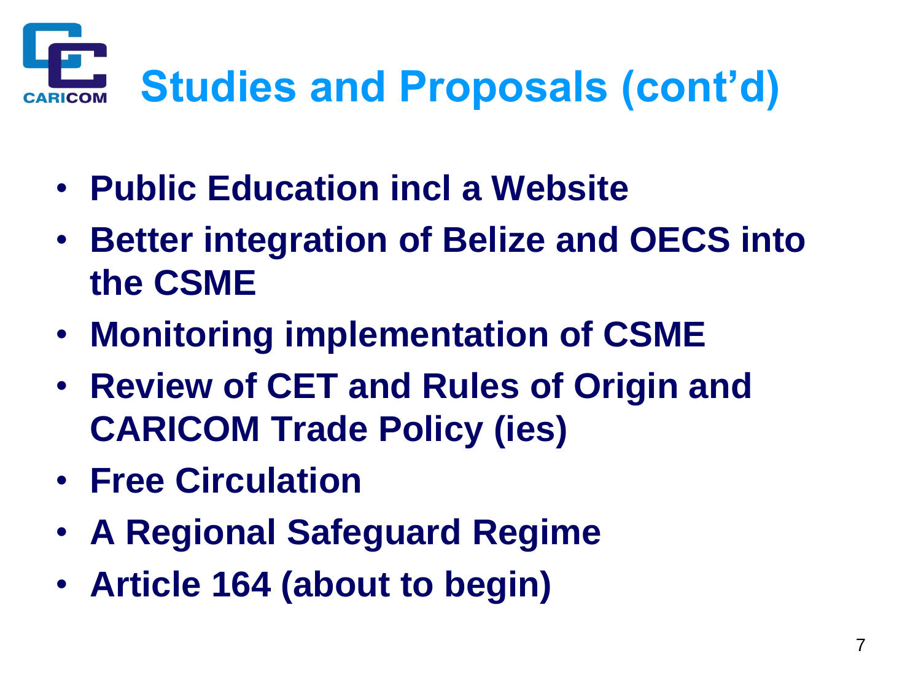# Studies and Proposals (cont'd)

- **Public Education incl a Website**
- **Better integration of Belize and OECS into the CSME**
- **Monitoring implementation of CSME**
- **Review of CET and Rules of Origin and CARICOM Trade Policy (ies)**
- **Free Circulation**
- **A Regional Safeguard Regime**
- **Article 164 (about to begin)**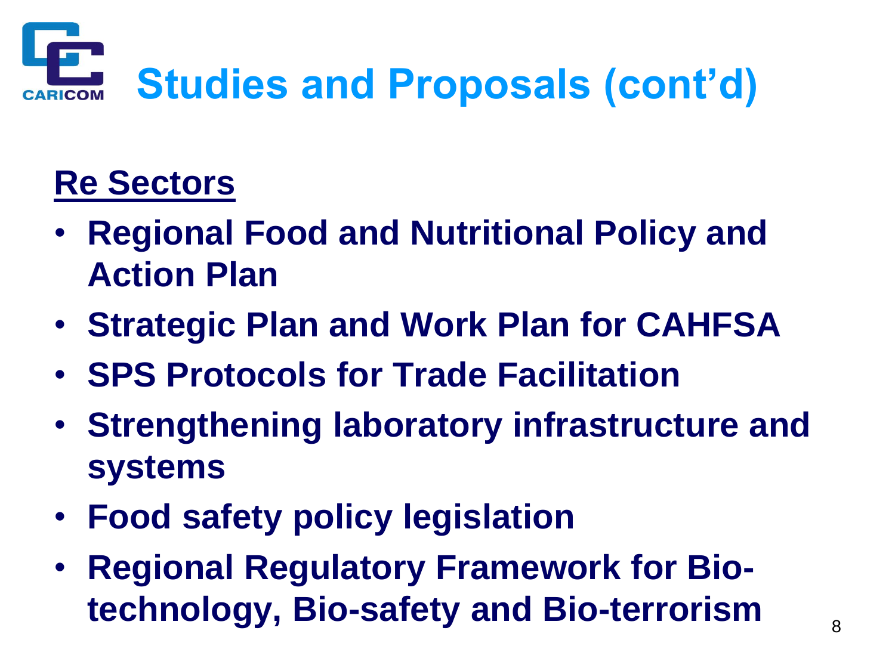# Studies and Proposals (cont'd)

## Re Sectors

- **Regional Food and Nutritional Policy and Action Plan**
- **Strategic Plan and Work Plan for CAHFSA**
- **SPS Protocols for Trade Facilitation**
- **Strengthening laboratory infrastructure and systems**
- **Food safety policy legislation**
- **Regional Regulatory Framework for Bio-technology, Bio-safety and Bio-terrorism**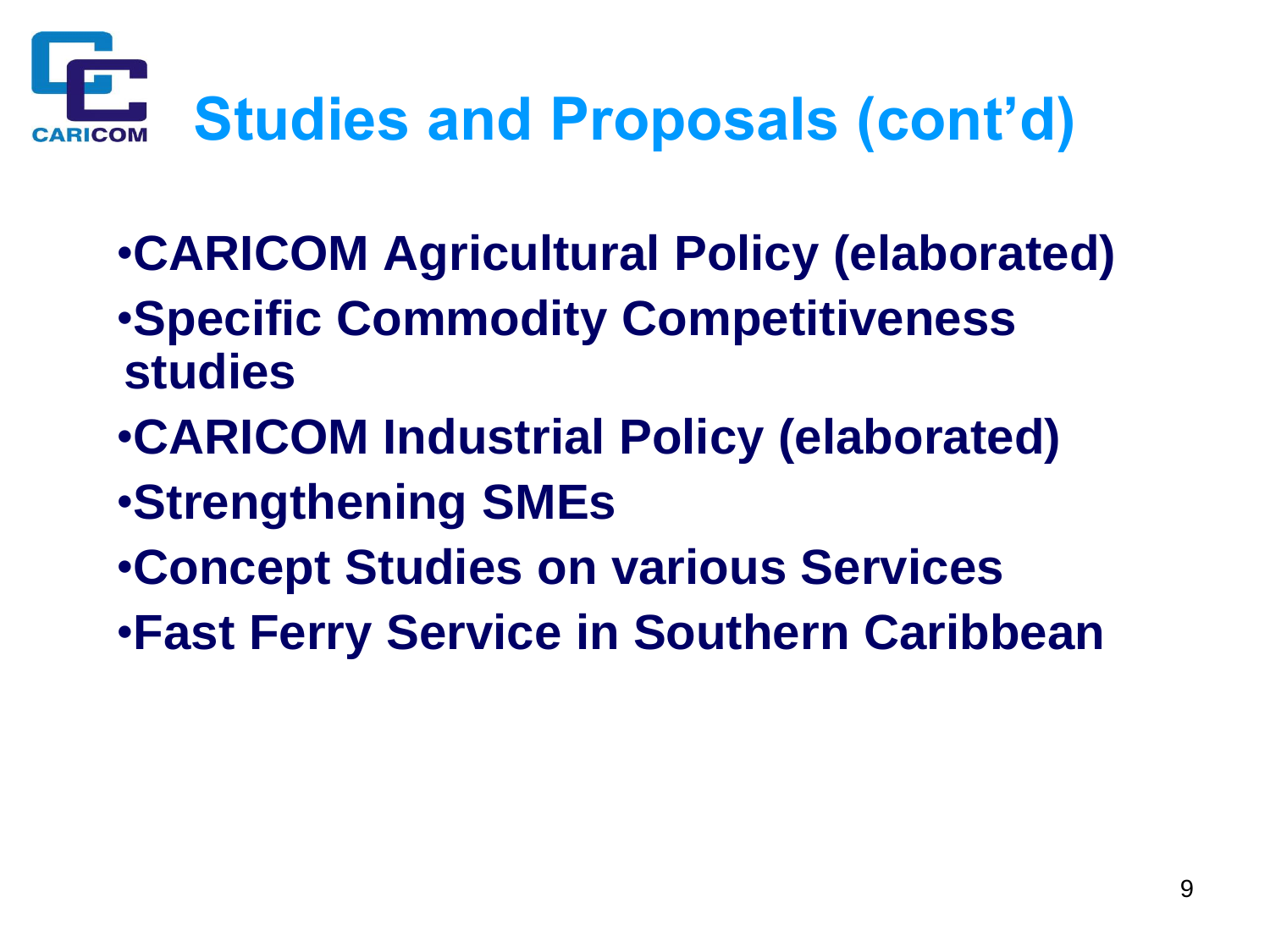# Studies and Proposals (cont'd)

- **CARICOM Agricultural Policy (elaborated)**
- **Specific Commodity Competitiveness studies**
- **CARICOM Industrial Policy (elaborated)**
- **Strengthening SMEs**
- **Concept Studies on various Services**
- **Fast Ferry Service in Southern Caribbean**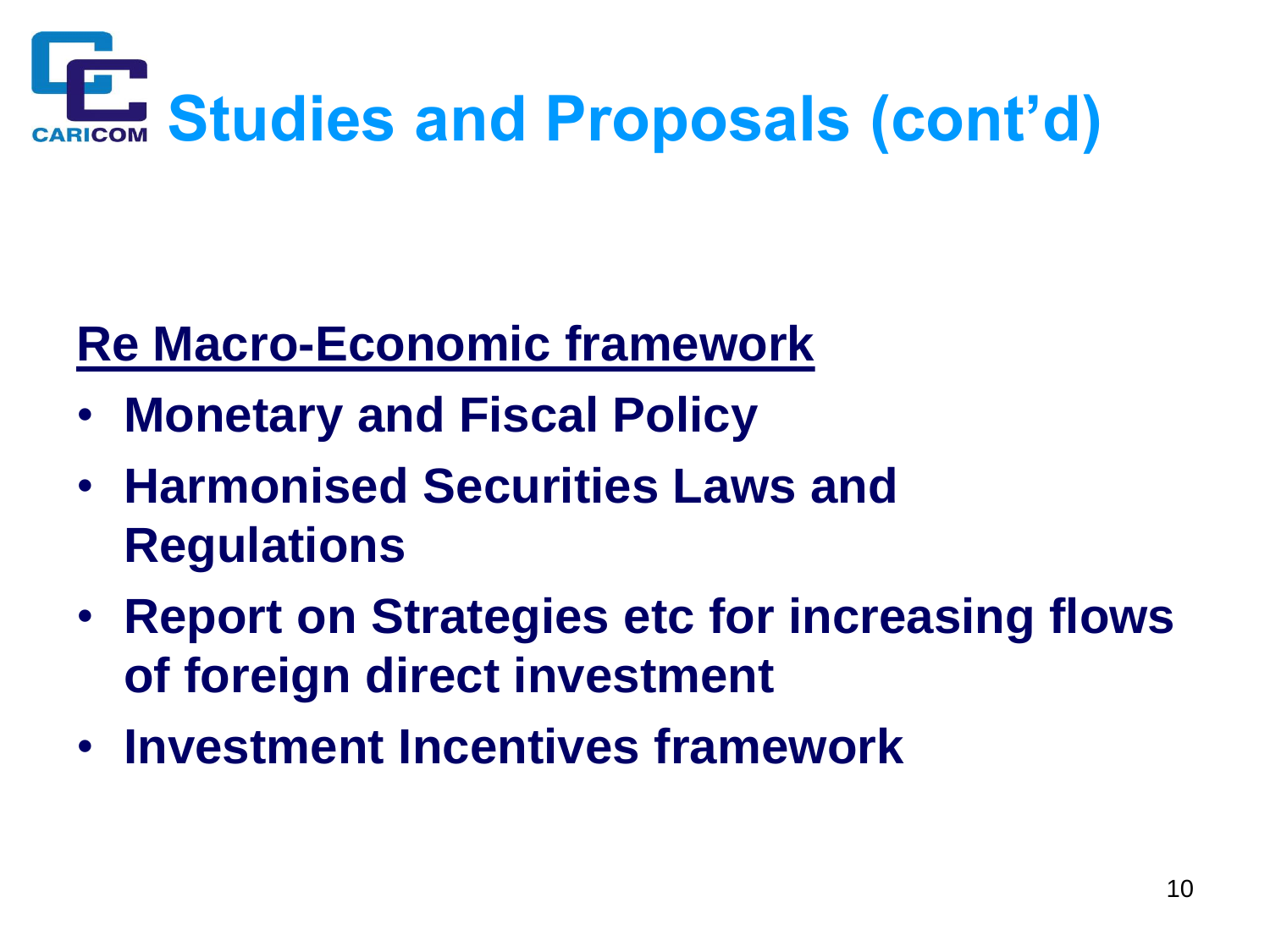# Studies and Proposals (cont'd)

**Re Macro-Economic framework**

- **Monetary and Fiscal Policy**
- **Harmonised Securities Laws and Regulations**
- **Report on Strategies etc for increasing flows of foreign direct investment**
- **Investment Incentives framework**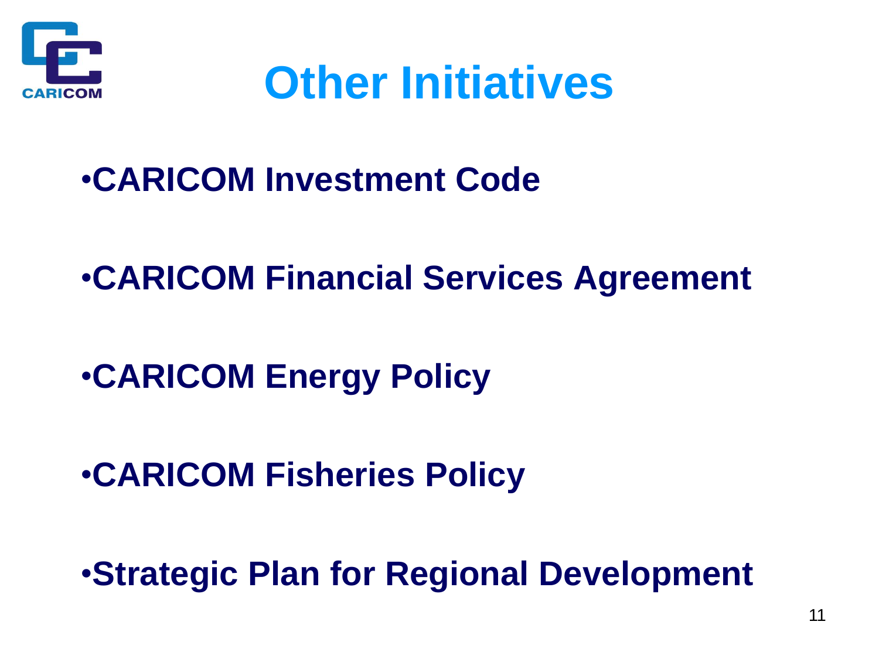# Other Initiatives

- **CARICOM Investment Code**
- **CARICOM Financial Services Agreement**
- **CARICOM Energy Policy**
- **CARICOM Fisheries Policy**
- **Strategic Plan for Regional Development**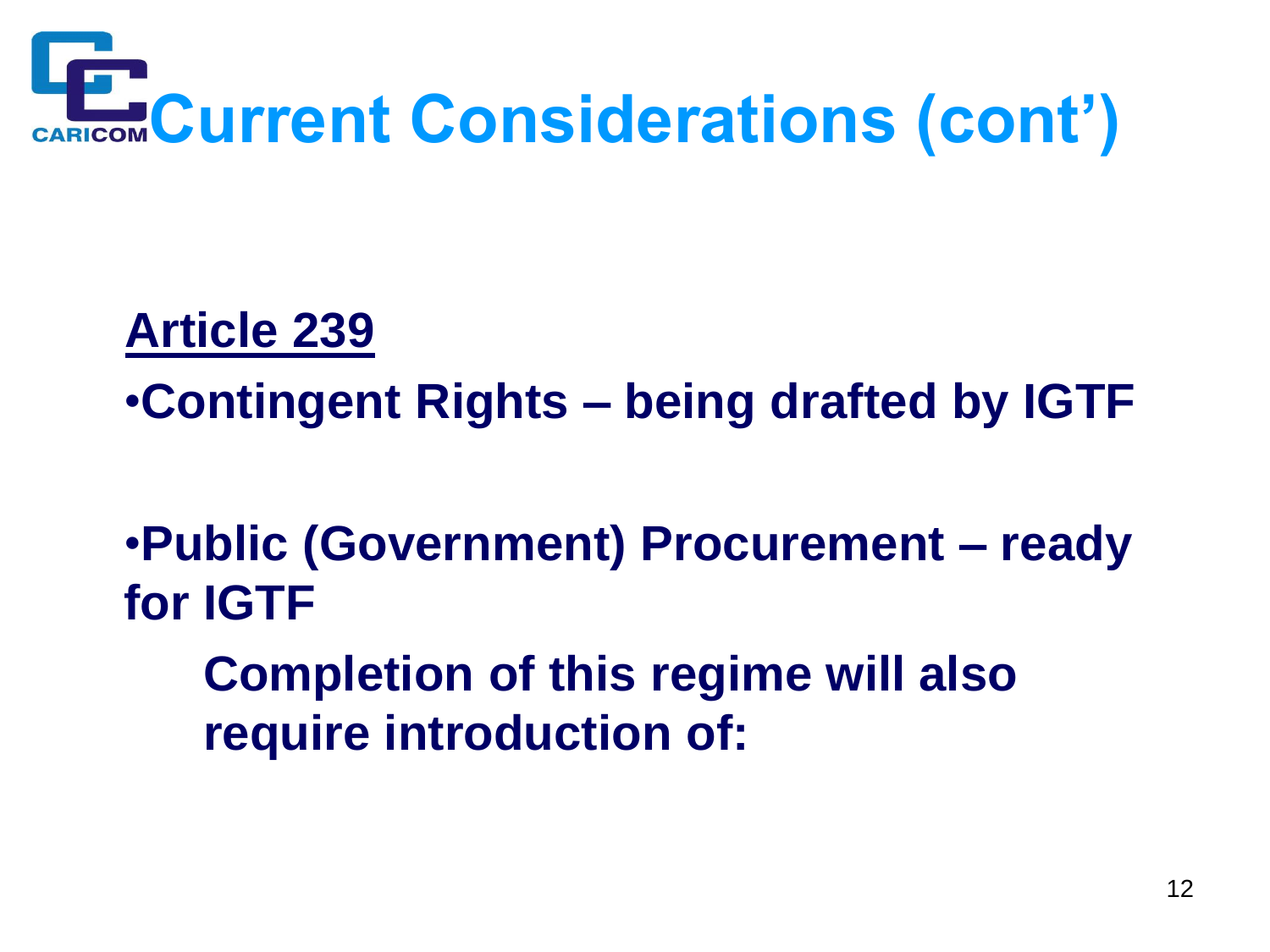# Current Considerations (cont')

**Article 239**

- **Contingent Rights – being drafted by IGTF**

- **Public (Government) Procurement – ready for IGTF**

  **Completion of this regime will also require introduction of:**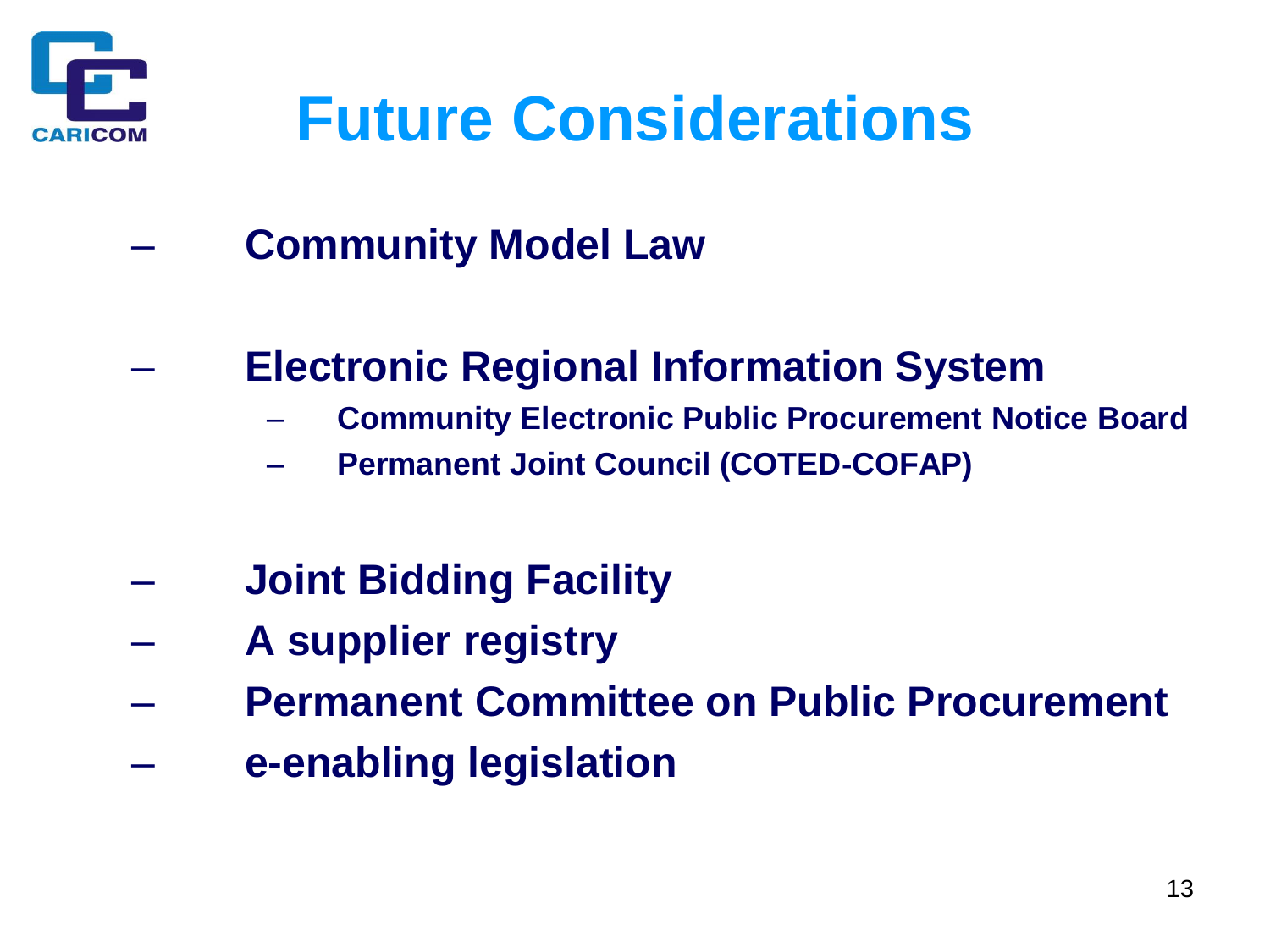# Future Considerations

- **Community Model Law**
- **Electronic Regional Information System**
  - **Community Electronic Public Procurement Notice Board**
  - **Permanent Joint Council (COTED-COFAP)**
- **Joint Bidding Facility**
- **A supplier registry**
- **Permanent Committee on Public Procurement**
- **e-enabling legislation**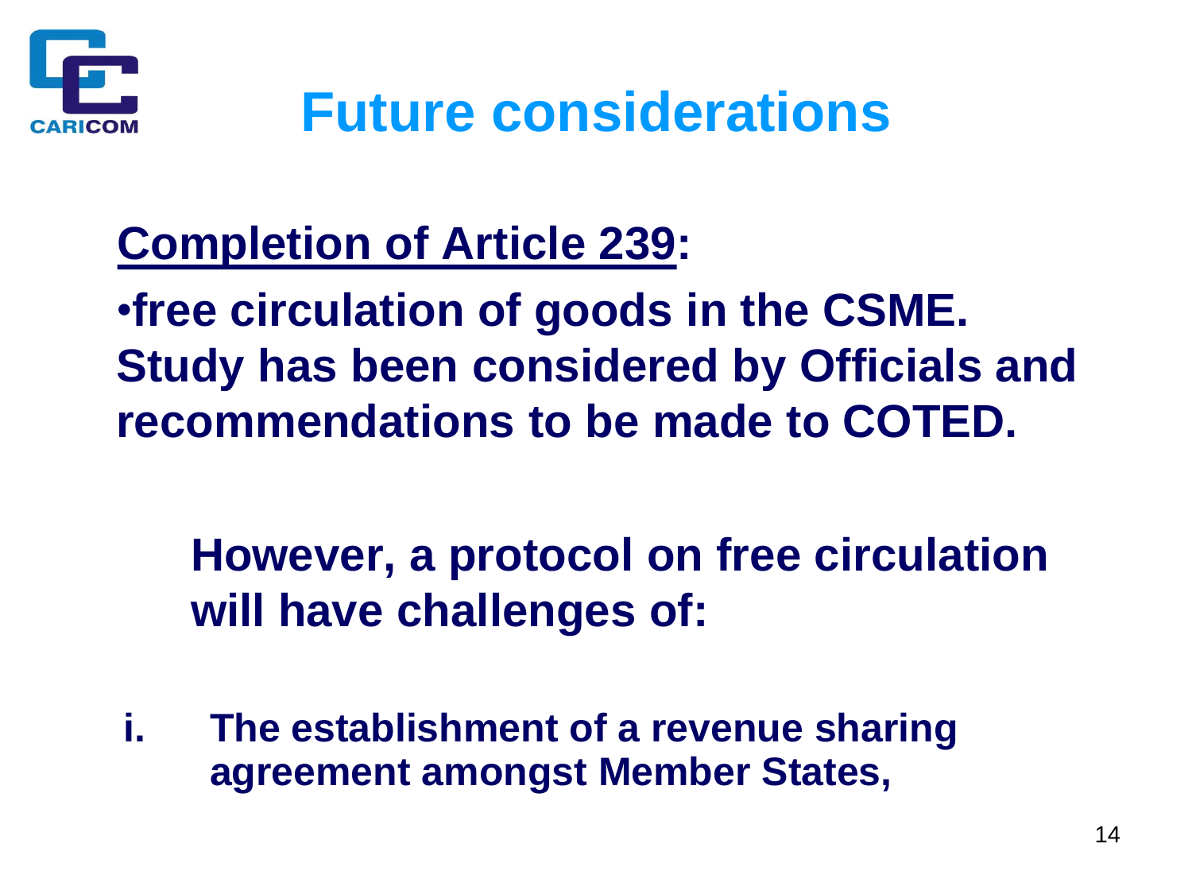# Future considerations

**<u>Completion of Article 239</u>:**

**•free circulation of goods in the CSME. Study has been considered by Officials and recommendations to be made to COTED.**

**However, a protocol on free circulation will have challenges of:**

i. **The establishment of a revenue sharing agreement amongst Member States,**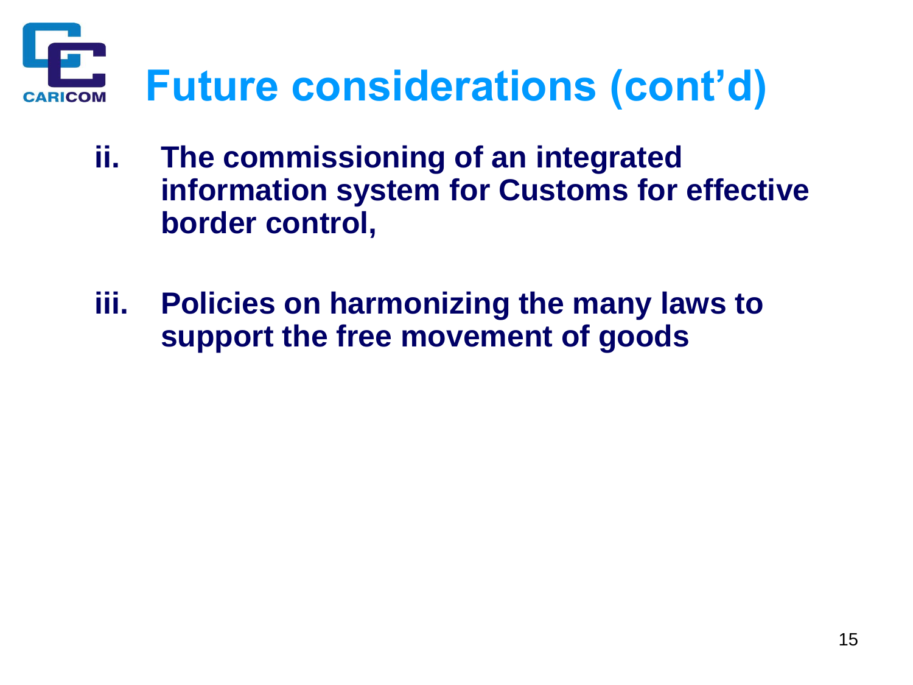# Future considerations (cont'd)

ii. **The commissioning of an integrated information system for Customs for effective border control,**

iii. **Policies on harmonizing the many laws to support the free movement of goods**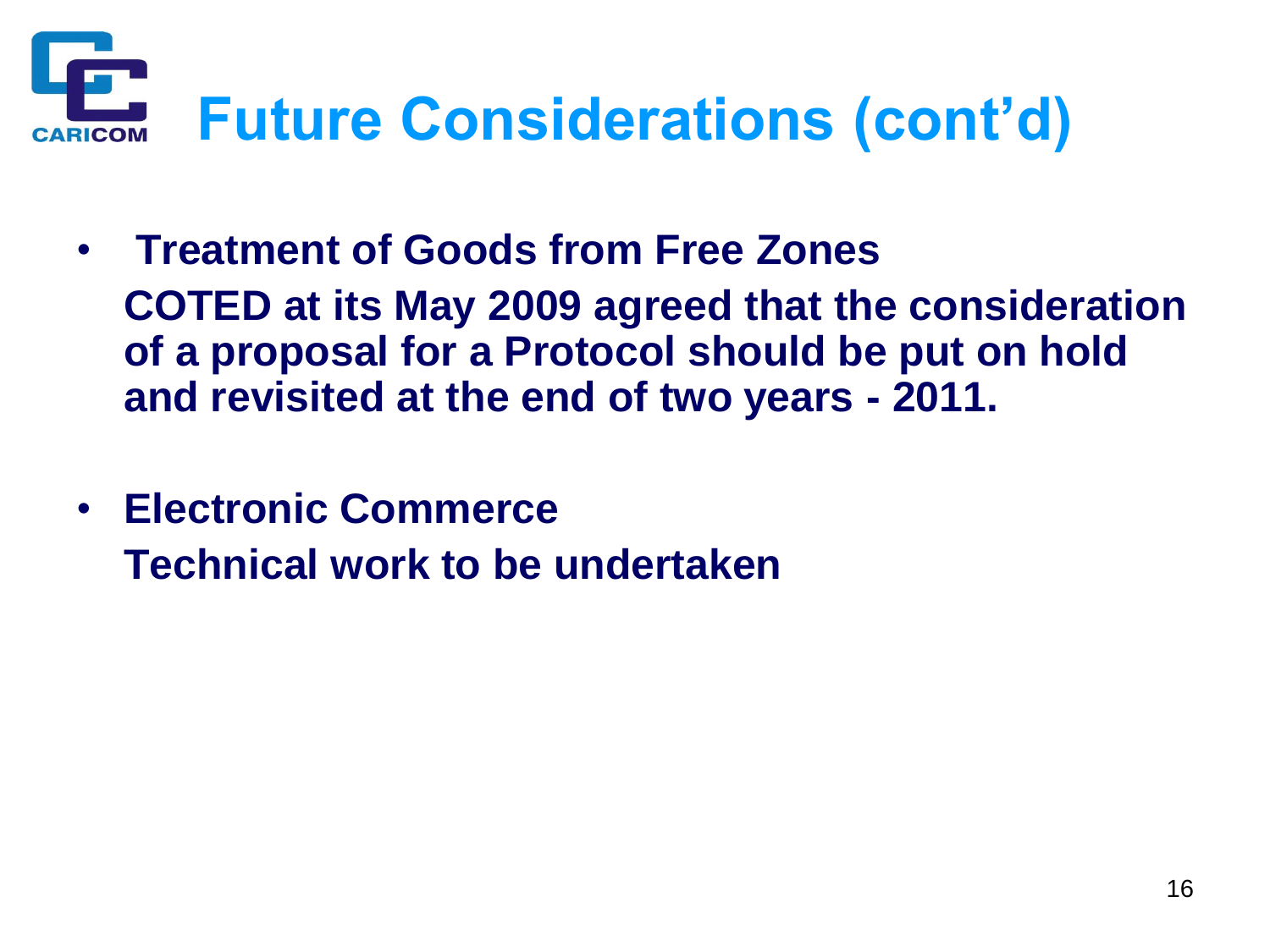# Future Considerations (cont'd)

- **Treatment of Goods from Free Zones**

  **COTED at its May 2009 agreed that the consideration of a proposal for a Protocol should be put on hold and revisited at the end of two years - 2011.**

- **Electronic Commerce**

  **Technical work to be undertaken**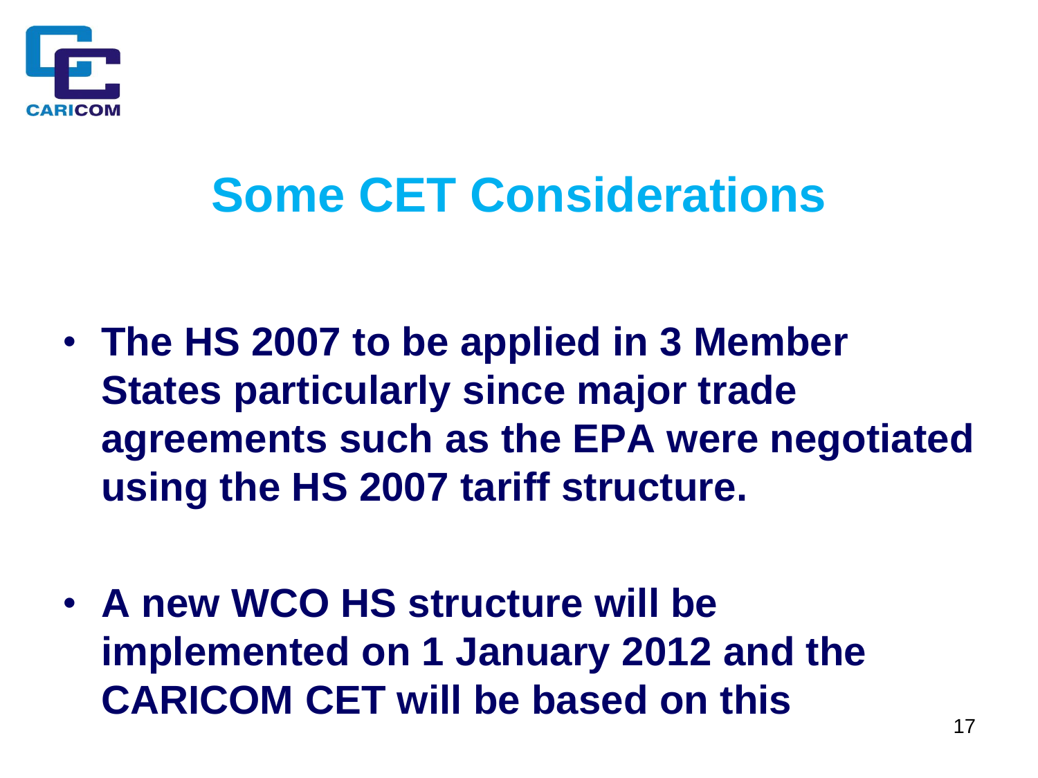# Some CET Considerations

- **The HS 2007 to be applied in 3 Member States particularly since major trade agreements such as the EPA were negotiated using the HS 2007 tariff structure.**

- **A new WCO HS structure will be implemented on 1 January 2012 and the CARICOM CET will be based on this**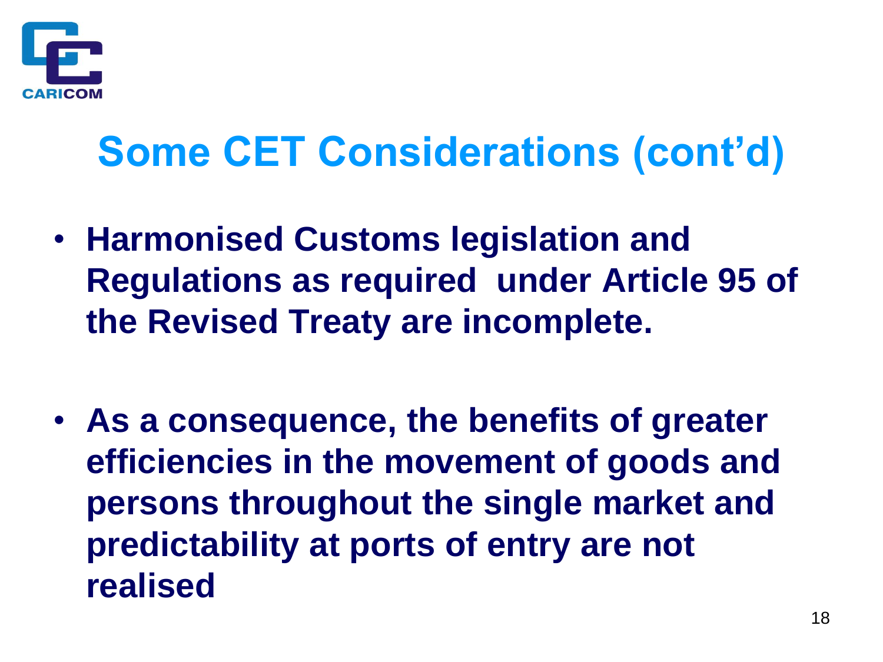# Some CET Considerations (cont'd)

- **Harmonised Customs legislation and Regulations as required under Article 95 of the Revised Treaty are incomplete.**

- **As a consequence, the benefits of greater efficiencies in the movement of goods and persons throughout the single market and predictability at ports of entry are not realised**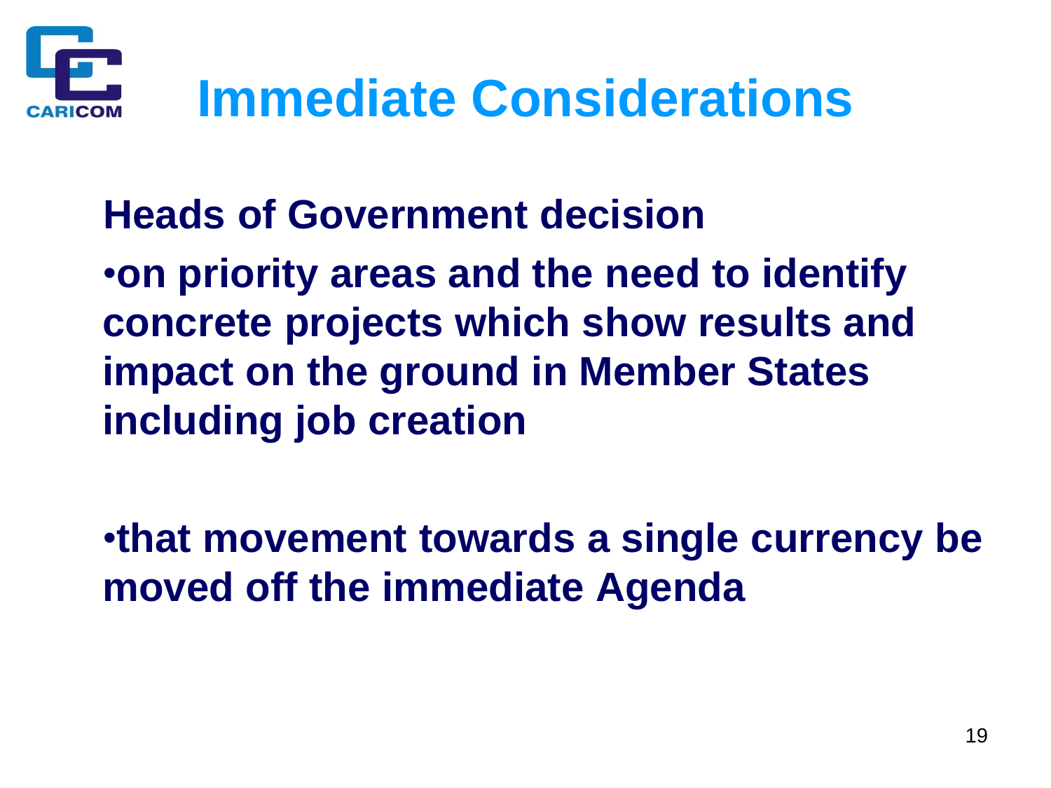# Immediate Considerations

**Heads of Government decision**

- **on priority areas and the need to identify concrete projects which show results and impact on the ground in Member States including job creation**

- **that movement towards a single currency be moved off the immediate Agenda**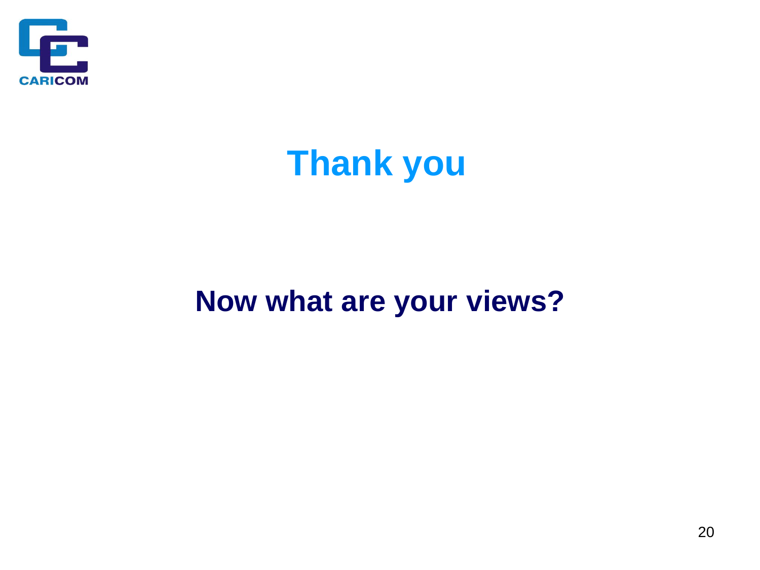CARICOM

# Thank you

**Now what are your views?**